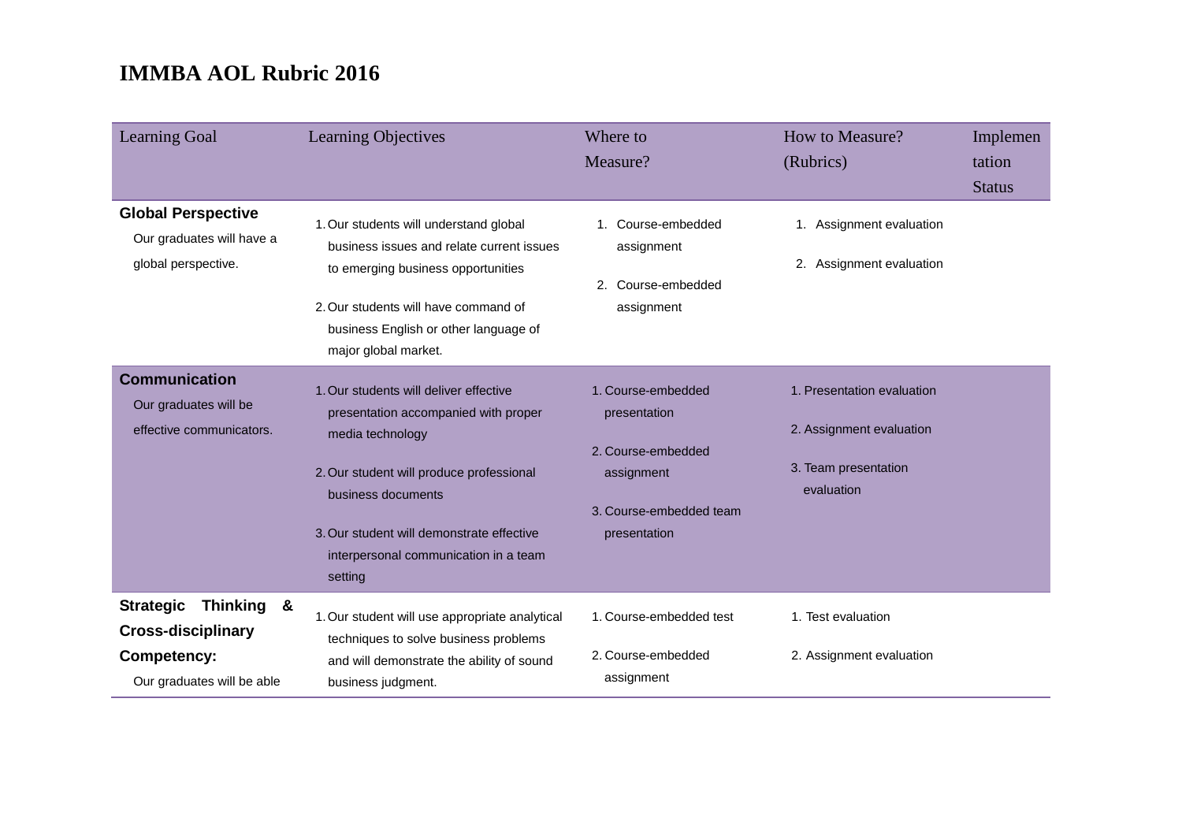# IMMBA AOL Rubric 2016

| Learning Goal | Learning Objectives | Where to Measure? | How to Measure? (Rubrics) | Implementation Status |
|---|---|---|---|---|
| **Global Perspective**<br>Our graduates will have a global perspective. | 1. Our students will understand global business issues and relate current issues to emerging business opportunities<br>2. Our students will have command of business English or other language of major global market. | 1. Course-embedded assignment<br>2. Course-embedded assignment | 1. Assignment evaluation<br>2. Assignment evaluation | |
| **Communication**<br>Our graduates will be effective communicators. | 1. Our students will deliver effective presentation accompanied with proper media technology<br>2. Our student will produce professional business documents<br>3. Our student will demonstrate effective interpersonal communication in a team setting | 1. Course-embedded presentation<br>2. Course-embedded assignment<br>3. Course-embedded team presentation | 1. Presentation evaluation<br>2. Assignment evaluation<br>3. Team presentation evaluation | |
| **Strategic Thinking & Cross-disciplinary Competency:**<br>Our graduates will be able | 1. Our student will use appropriate analytical techniques to solve business problems and will demonstrate the ability of sound business judgment. | 1. Course-embedded test<br>2. Course-embedded assignment | 1. Test evaluation<br>2. Assignment evaluation | |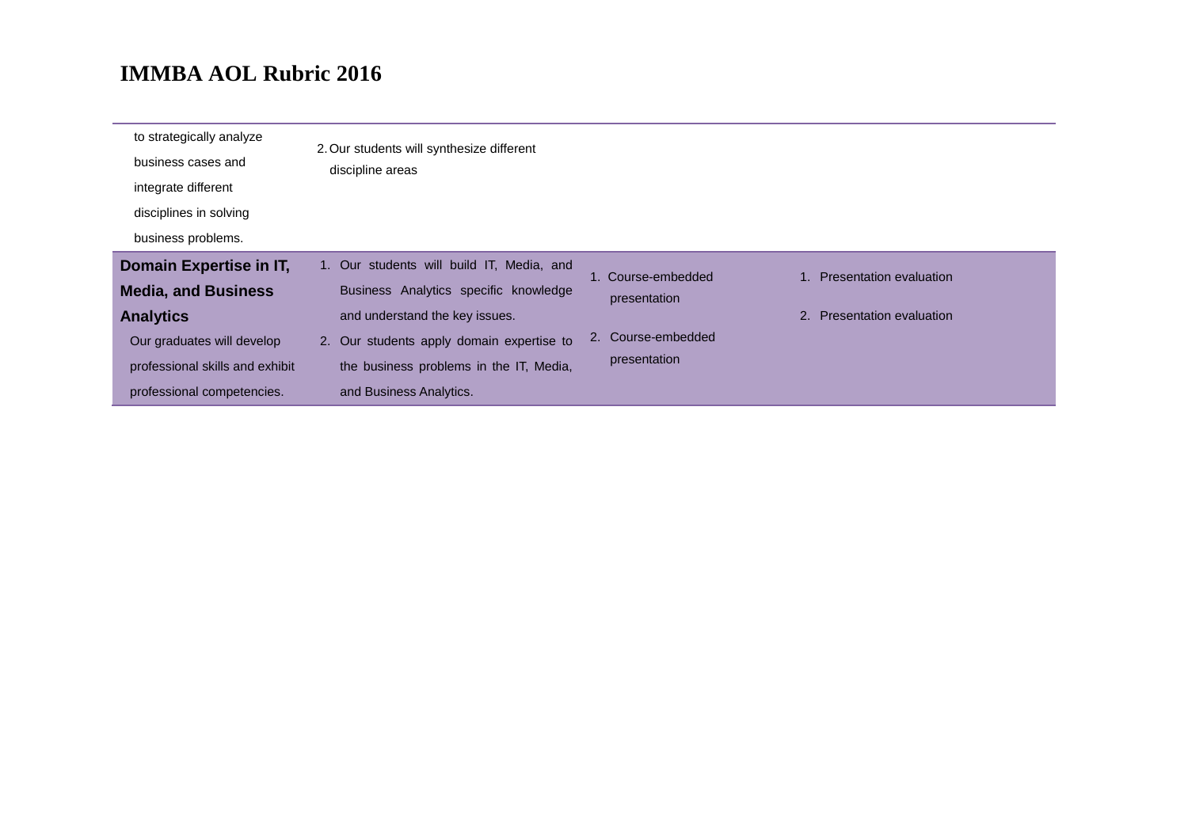# IMMBA AOL Rubric 2016

| | | | |
|---|---|---|---|
| to strategically analyze business cases and integrate different disciplines in solving business problems. | 2. Our students will synthesize different discipline areas | | |
| **Domain Expertise in IT, Media, and Business Analytics**<br>Our graduates will develop professional skills and exhibit professional competencies. | 1. Our students will build IT, Media, and Business Analytics specific knowledge and understand the key issues.<br>2. Our students apply domain expertise to the business problems in the IT, Media, and Business Analytics. | 1. Course-embedded presentation<br>2. Course-embedded presentation | 1. Presentation evaluation<br>2. Presentation evaluation |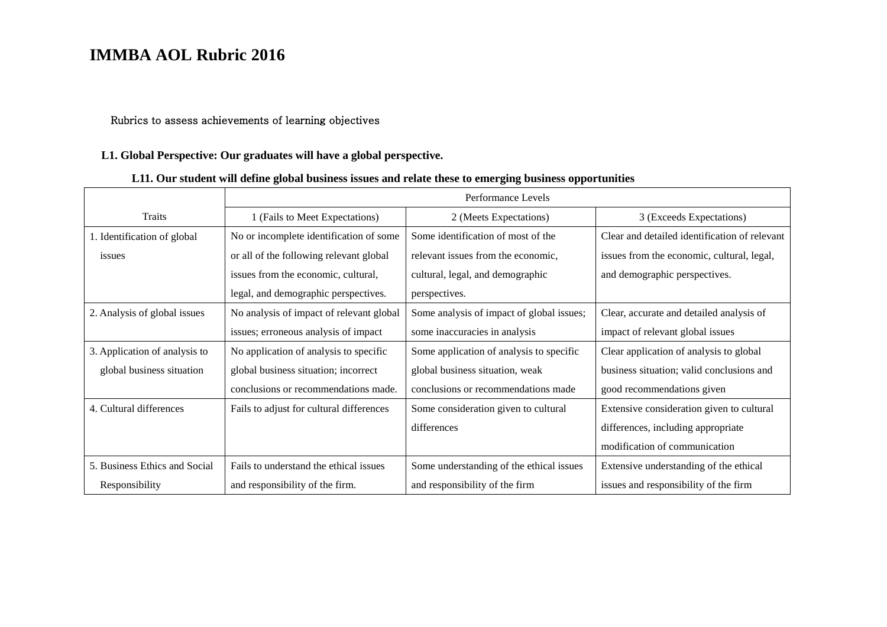# IMMBA AOL Rubric 2016

Rubrics to assess achievements of learning objectives

**L1. Global Perspective: Our graduates will have a global perspective.**

**L11. Our student will define global business issues and relate these to emerging business opportunities**

| Traits | Performance Levels | | |
|---|---|---|---|
| | 1 (Fails to Meet Expectations) | 2 (Meets Expectations) | 3 (Exceeds Expectations) |
| 1. Identification of global issues | No or incomplete identification of some or all of the following relevant global issues from the economic, cultural, legal, and demographic perspectives. | Some identification of most of the relevant issues from the economic, cultural, legal, and demographic perspectives. | Clear and detailed identification of relevant issues from the economic, cultural, legal, and demographic perspectives. |
| 2. Analysis of global issues | No analysis of impact of relevant global issues; erroneous analysis of impact | Some analysis of impact of global issues; some inaccuracies in analysis | Clear, accurate and detailed analysis of impact of relevant global issues |
| 3. Application of analysis to global business situation | No application of analysis to specific global business situation; incorrect conclusions or recommendations made. | Some application of analysis to specific global business situation, weak conclusions or recommendations made | Clear application of analysis to global business situation; valid conclusions and good recommendations given |
| 4. Cultural differences | Fails to adjust for cultural differences | Some consideration given to cultural differences | Extensive consideration given to cultural differences, including appropriate modification of communication |
| 5. Business Ethics and Social Responsibility | Fails to understand the ethical issues and responsibility of the firm. | Some understanding of the ethical issues and responsibility of the firm | Extensive understanding of the ethical issues and responsibility of the firm |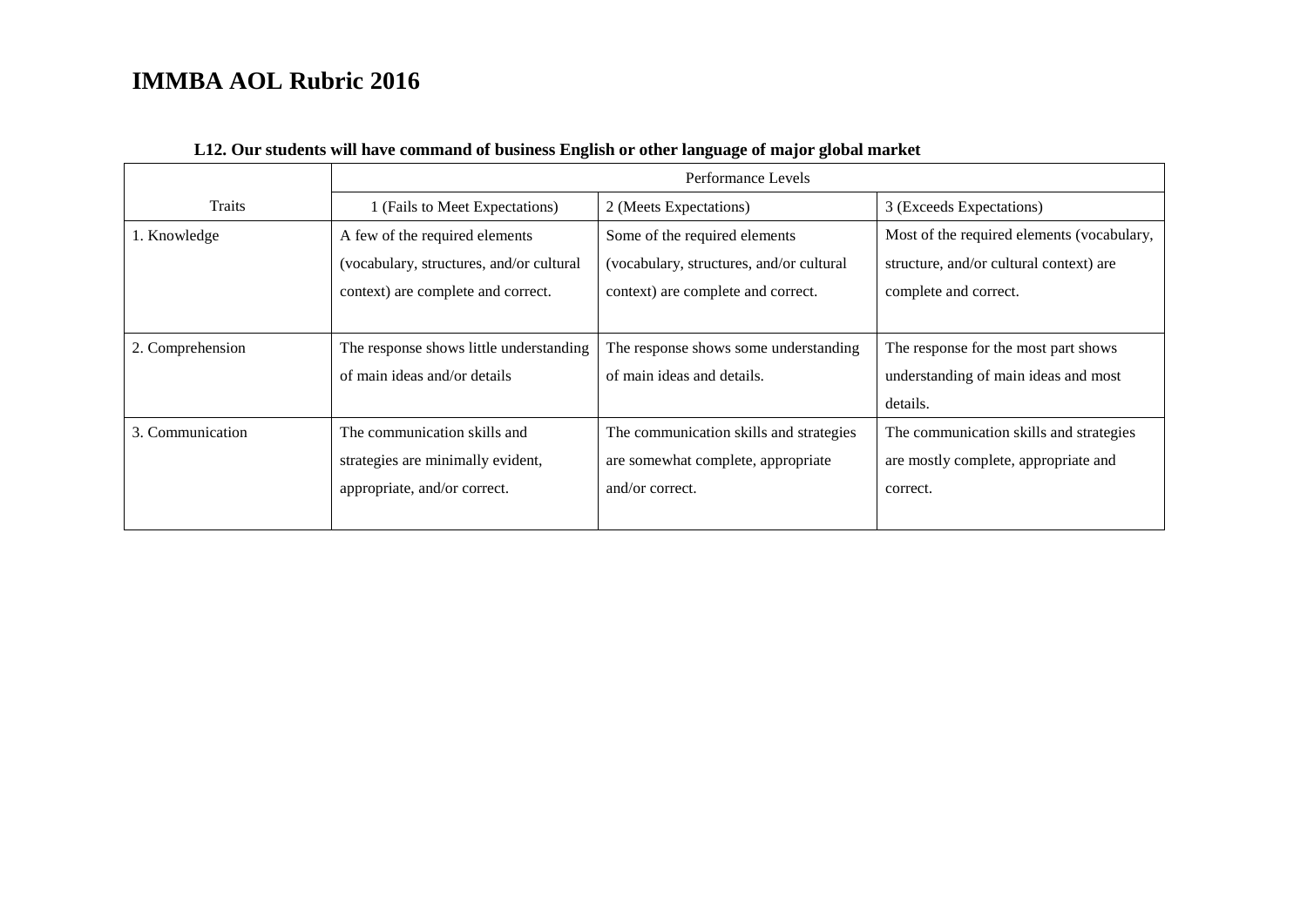# IMMBA AOL Rubric 2016

**L12. Our students will have command of business English or other language of major global market**

| | Performance Levels | | |
|---|---|---|---|
| Traits | 1 (Fails to Meet Expectations) | 2 (Meets Expectations) | 3 (Exceeds Expectations) |
| 1. Knowledge | A few of the required elements (vocabulary, structures, and/or cultural context) are complete and correct. | Some of the required elements (vocabulary, structures, and/or cultural context) are complete and correct. | Most of the required elements (vocabulary, structure, and/or cultural context) are complete and correct. |
| 2. Comprehension | The response shows little understanding of main ideas and/or details | The response shows some understanding of main ideas and details. | The response for the most part shows understanding of main ideas and most details. |
| 3. Communication | The communication skills and strategies are minimally evident, appropriate, and/or correct. | The communication skills and strategies are somewhat complete, appropriate and/or correct. | The communication skills and strategies are mostly complete, appropriate and correct. |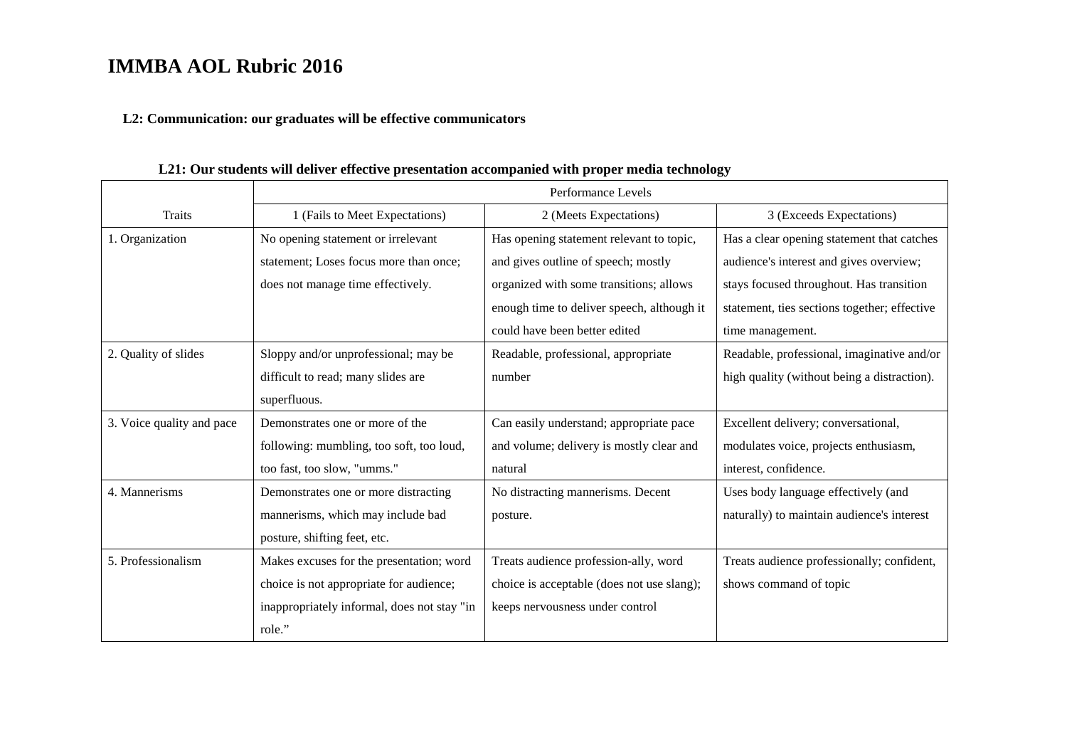# IMMBA AOL Rubric 2016

**L2: Communication: our graduates will be effective communicators**

**L21: Our students will deliver effective presentation accompanied with proper media technology**

| | Performance Levels | | |
|---|---|---|---|
| Traits | 1 (Fails to Meet Expectations) | 2 (Meets Expectations) | 3 (Exceeds Expectations) |
| 1. Organization | No opening statement or irrelevant statement; Loses focus more than once; does not manage time effectively. | Has opening statement relevant to topic, and gives outline of speech; mostly organized with some transitions; allows enough time to deliver speech, although it could have been better edited | Has a clear opening statement that catches audience's interest and gives overview; stays focused throughout. Has transition statement, ties sections together; effective time management. |
| 2. Quality of slides | Sloppy and/or unprofessional; may be difficult to read; many slides are superfluous. | Readable, professional, appropriate number | Readable, professional, imaginative and/or high quality (without being a distraction). |
| 3. Voice quality and pace | Demonstrates one or more of the following: mumbling, too soft, too loud, too fast, too slow, "umms." | Can easily understand; appropriate pace and volume; delivery is mostly clear and natural | Excellent delivery; conversational, modulates voice, projects enthusiasm, interest, confidence. |
| 4. Mannerisms | Demonstrates one or more distracting mannerisms, which may include bad posture, shifting feet, etc. | No distracting mannerisms. Decent posture. | Uses body language effectively (and naturally) to maintain audience's interest |
| 5. Professionalism | Makes excuses for the presentation; word choice is not appropriate for audience; inappropriately informal, does not stay "in role." | Treats audience profession-ally, word choice is acceptable (does not use slang); keeps nervousness under control | Treats audience professionally; confident, shows command of topic |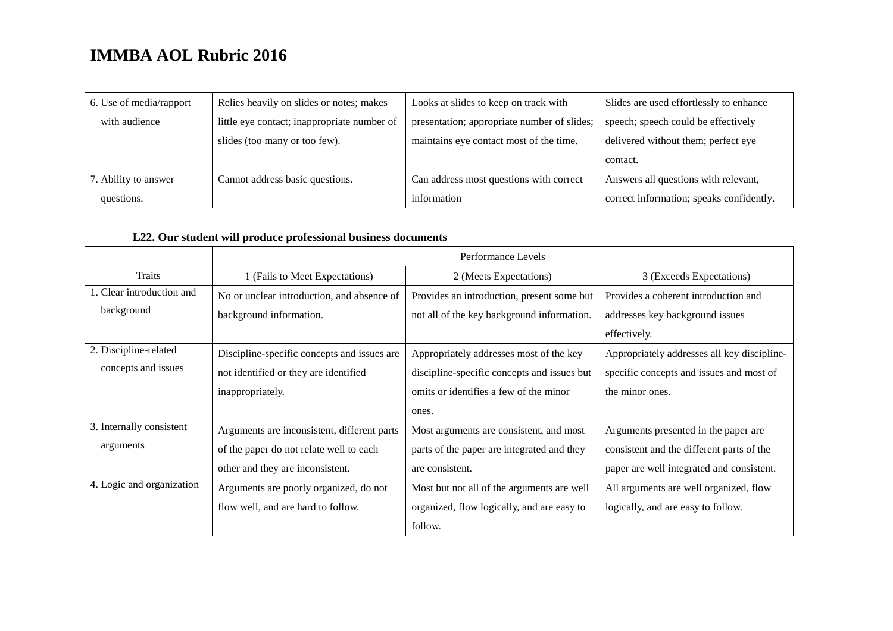# IMMBA AOL Rubric 2016

| | | | |
|---|---|---|---|
| 6. Use of media/rapport with audience | Relies heavily on slides or notes; makes little eye contact; inappropriate number of slides (too many or too few). | Looks at slides to keep on track with presentation; appropriate number of slides; maintains eye contact most of the time. | Slides are used effortlessly to enhance speech; speech could be effectively delivered without them; perfect eye contact. |
| 7. Ability to answer questions. | Cannot address basic questions. | Can address most questions with correct information | Answers all questions with relevant, correct information; speaks confidently. |

**L22. Our student will produce professional business documents**

| | Performance Levels | | |
|---|---|---|---|
| Traits | 1 (Fails to Meet Expectations) | 2 (Meets Expectations) | 3 (Exceeds Expectations) |
| 1. Clear introduction and background | No or unclear introduction, and absence of background information. | Provides an introduction, present some but not all of the key background information. | Provides a coherent introduction and addresses key background issues effectively. |
| 2. Discipline-related concepts and issues | Discipline-specific concepts and issues are not identified or they are identified inappropriately. | Appropriately addresses most of the key discipline-specific concepts and issues but omits or identifies a few of the minor ones. | Appropriately addresses all key discipline-specific concepts and issues and most of the minor ones. |
| 3. Internally consistent arguments | Arguments are inconsistent, different parts of the paper do not relate well to each other and they are inconsistent. | Most arguments are consistent, and most parts of the paper are integrated and they are consistent. | Arguments presented in the paper are consistent and the different parts of the paper are well integrated and consistent. |
| 4. Logic and organization | Arguments are poorly organized, do not flow well, and are hard to follow. | Most but not all of the arguments are well organized, flow logically, and are easy to follow. | All arguments are well organized, flow logically, and are easy to follow. |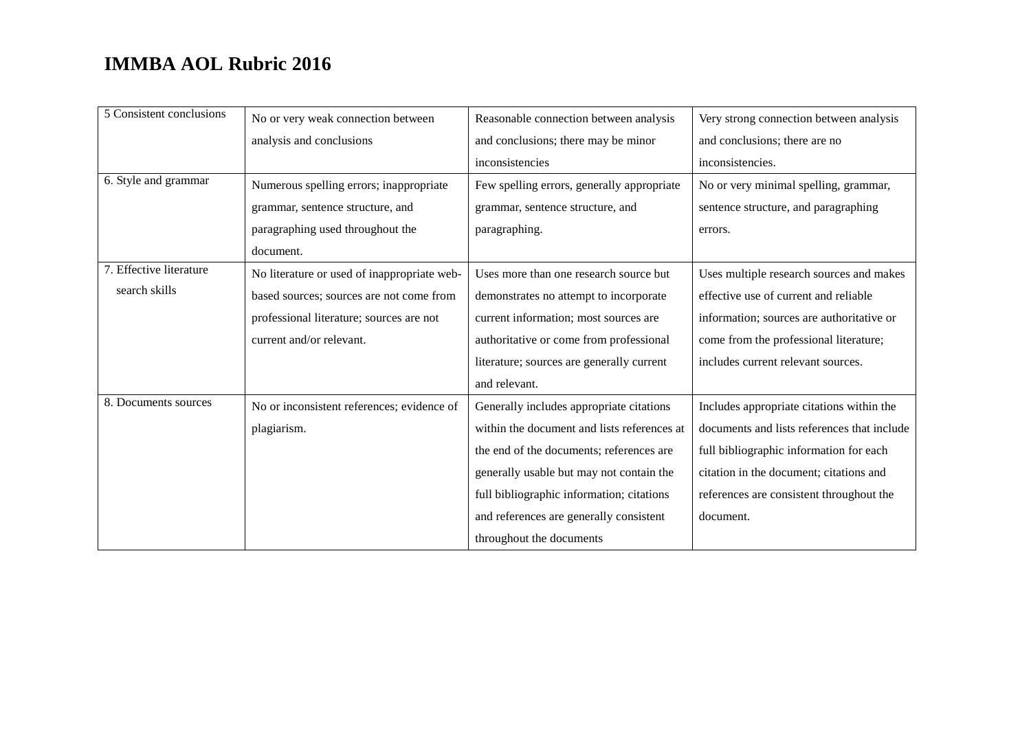# IMMBA AOL Rubric 2016

| | | | |
|---|---|---|---|
| 5 Consistent conclusions | No or very weak connection between analysis and conclusions | Reasonable connection between analysis and conclusions; there may be minor inconsistencies | Very strong connection between analysis and conclusions; there are no inconsistencies. |
| 6. Style and grammar | Numerous spelling errors; inappropriate grammar, sentence structure, and paragraphing used throughout the document. | Few spelling errors, generally appropriate grammar, sentence structure, and paragraphing. | No or very minimal spelling, grammar, sentence structure, and paragraphing errors. |
| 7. Effective literature search skills | No literature or used of inappropriate web-based sources; sources are not come from professional literature; sources are not current and/or relevant. | Uses more than one research source but demonstrates no attempt to incorporate current information; most sources are authoritative or come from professional literature; sources are generally current and relevant. | Uses multiple research sources and makes effective use of current and reliable information; sources are authoritative or come from the professional literature; includes current relevant sources. |
| 8. Documents sources | No or inconsistent references; evidence of plagiarism. | Generally includes appropriate citations within the document and lists references at the end of the documents; references are generally usable but may not contain the full bibliographic information; citations and references are generally consistent throughout the documents | Includes appropriate citations within the documents and lists references that include full bibliographic information for each citation in the document; citations and references are consistent throughout the document. |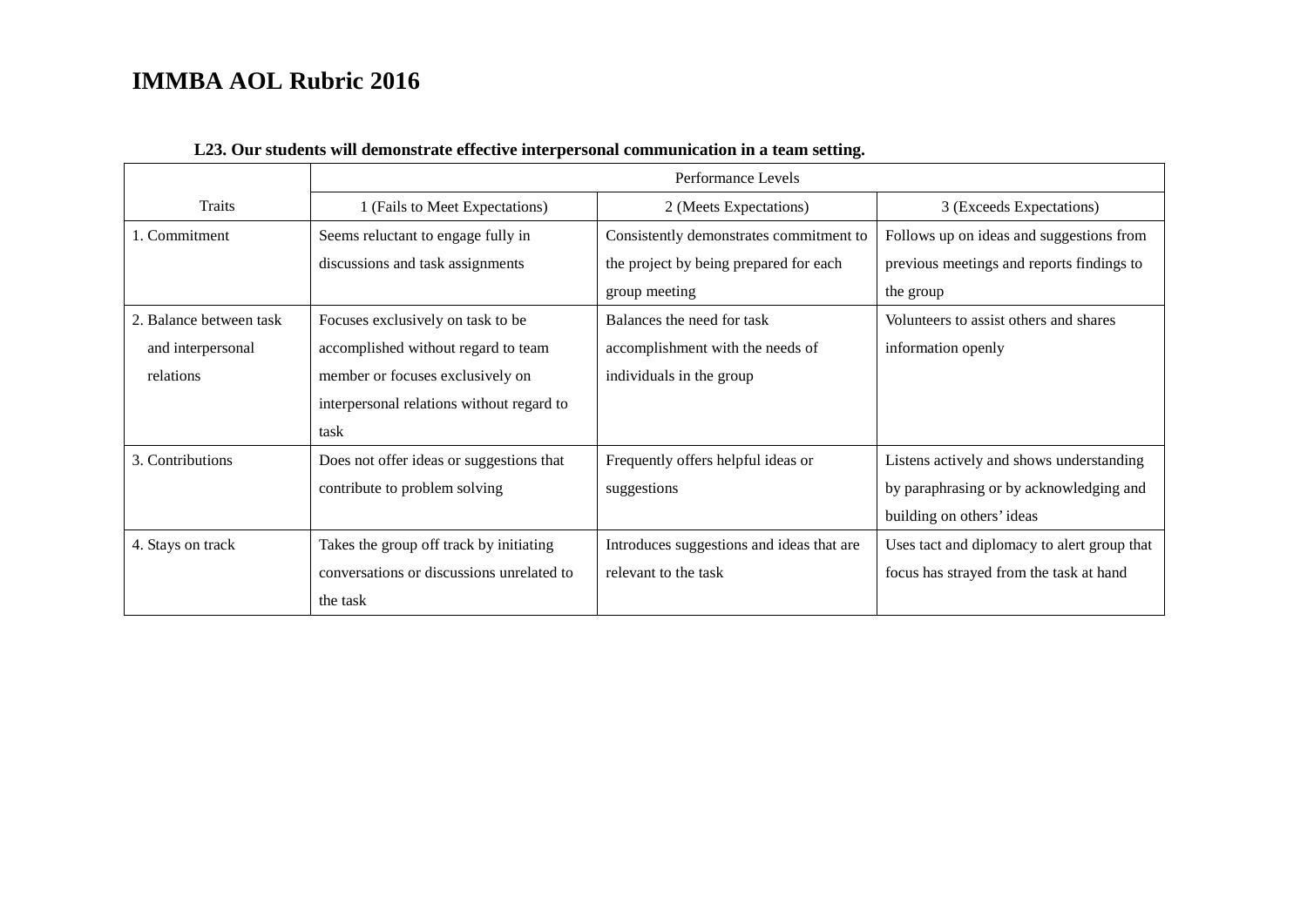# IMMBA AOL Rubric 2016

**L23. Our students will demonstrate effective interpersonal communication in a team setting.**

| Traits | Performance Levels | | |
|---|---|---|---|
| | 1 (Fails to Meet Expectations) | 2 (Meets Expectations) | 3 (Exceeds Expectations) |
| 1. Commitment | Seems reluctant to engage fully in discussions and task assignments | Consistently demonstrates commitment to the project by being prepared for each group meeting | Follows up on ideas and suggestions from previous meetings and reports findings to the group |
| 2. Balance between task and interpersonal relations | Focuses exclusively on task to be accomplished without regard to team member or focuses exclusively on interpersonal relations without regard to task | Balances the need for task accomplishment with the needs of individuals in the group | Volunteers to assist others and shares information openly |
| 3. Contributions | Does not offer ideas or suggestions that contribute to problem solving | Frequently offers helpful ideas or suggestions | Listens actively and shows understanding by paraphrasing or by acknowledging and building on others' ideas |
| 4. Stays on track | Takes the group off track by initiating conversations or discussions unrelated to the task | Introduces suggestions and ideas that are relevant to the task | Uses tact and diplomacy to alert group that focus has strayed from the task at hand |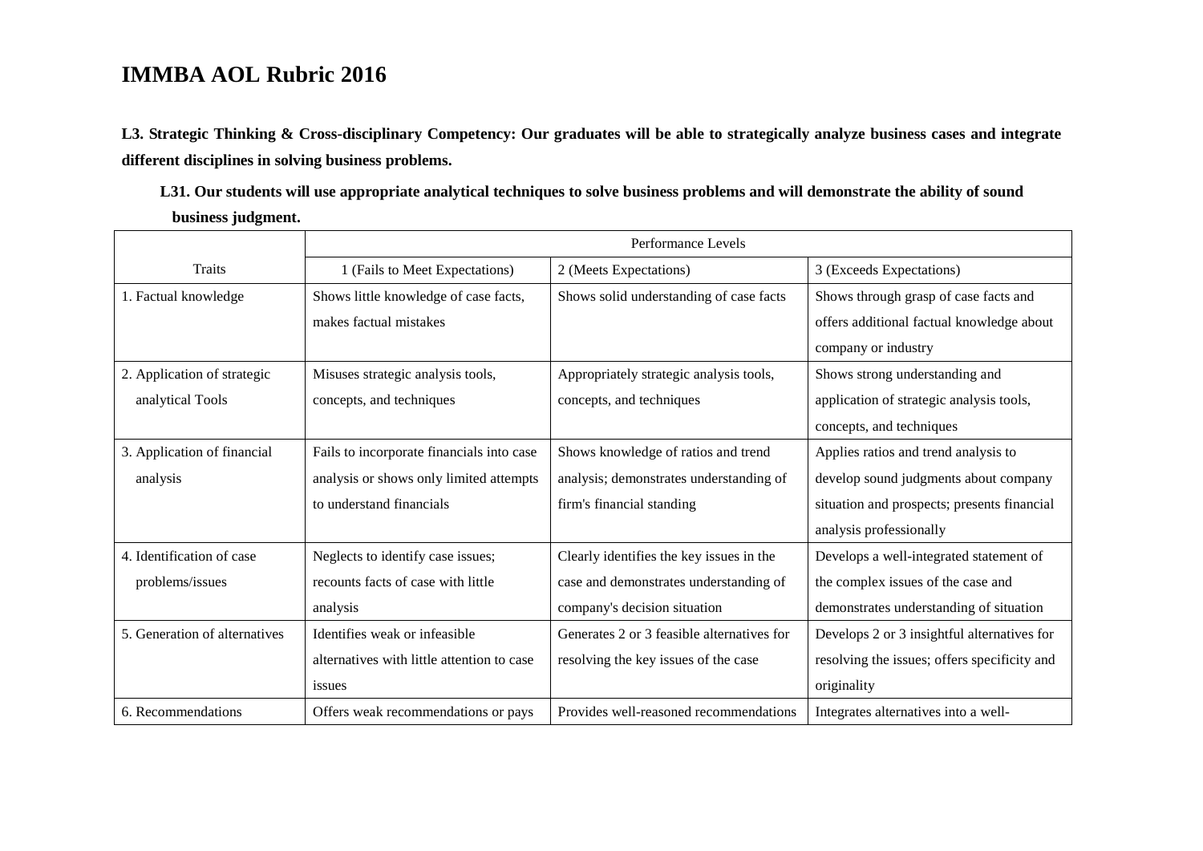# IMMBA AOL Rubric 2016

**L3. Strategic Thinking & Cross-disciplinary Competency: Our graduates will be able to strategically analyze business cases and integrate different disciplines in solving business problems.**

**L31. Our students will use appropriate analytical techniques to solve business problems and will demonstrate the ability of sound business judgment.**

| | Performance Levels | | |
|---|---|---|---|
| Traits | 1 (Fails to Meet Expectations) | 2 (Meets Expectations) | 3 (Exceeds Expectations) |
| 1. Factual knowledge | Shows little knowledge of case facts, makes factual mistakes | Shows solid understanding of case facts | Shows through grasp of case facts and offers additional factual knowledge about company or industry |
| 2. Application of strategic analytical Tools | Misuses strategic analysis tools, concepts, and techniques | Appropriately strategic analysis tools, concepts, and techniques | Shows strong understanding and application of strategic analysis tools, concepts, and techniques |
| 3. Application of financial analysis | Fails to incorporate financials into case analysis or shows only limited attempts to understand financials | Shows knowledge of ratios and trend analysis; demonstrates understanding of firm's financial standing | Applies ratios and trend analysis to develop sound judgments about company situation and prospects; presents financial analysis professionally |
| 4. Identification of case problems/issues | Neglects to identify case issues; recounts facts of case with little analysis | Clearly identifies the key issues in the case and demonstrates understanding of company's decision situation | Develops a well-integrated statement of the complex issues of the case and demonstrates understanding of situation |
| 5. Generation of alternatives | Identifies weak or infeasible alternatives with little attention to case issues | Generates 2 or 3 feasible alternatives for resolving the key issues of the case | Develops 2 or 3 insightful alternatives for resolving the issues; offers specificity and originality |
| 6. Recommendations | Offers weak recommendations or pays | Provides well-reasoned recommendations | Integrates alternatives into a well- |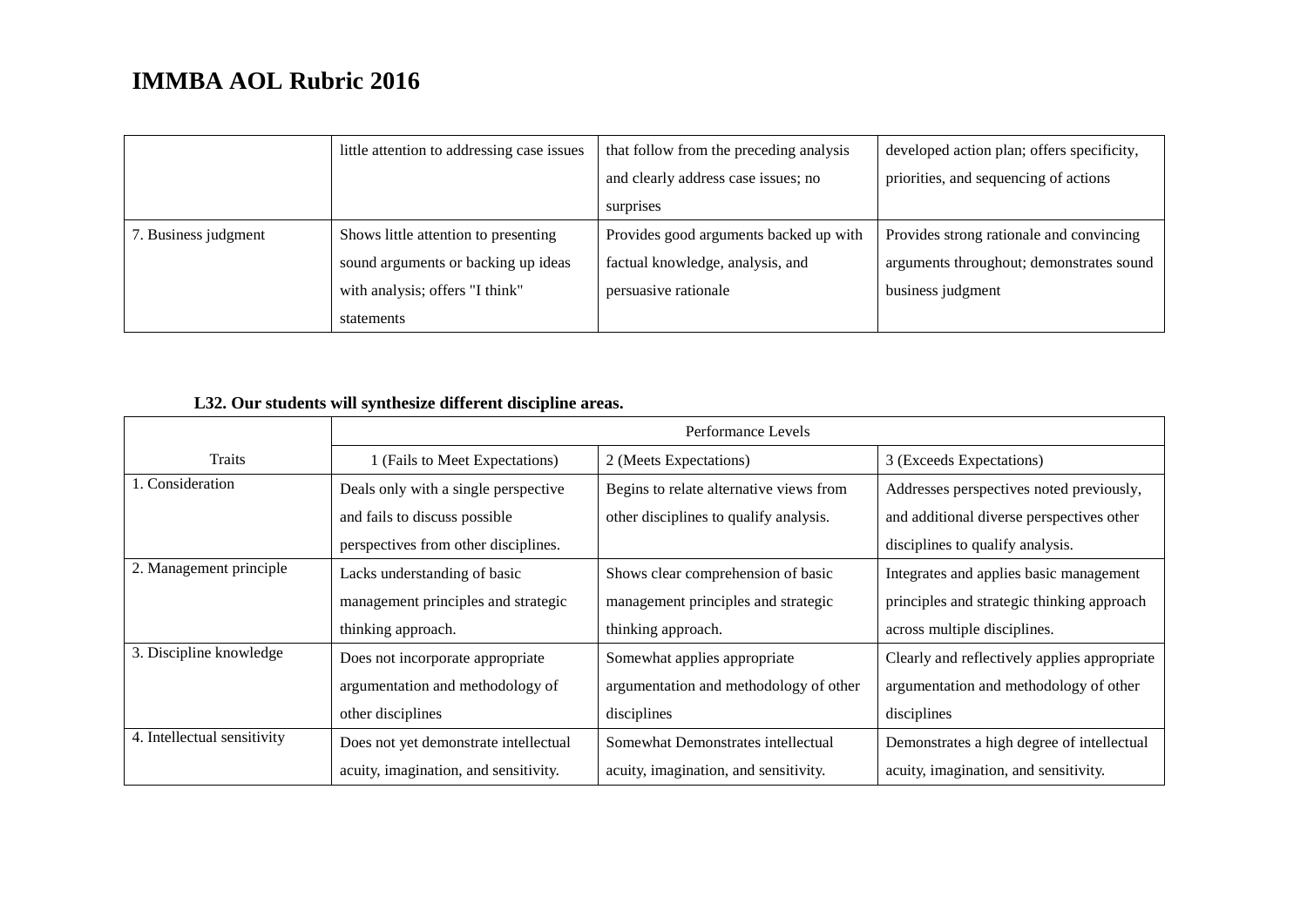# IMMBA AOL Rubric 2016

| | | | |
|---|---|---|---|
| | little attention to addressing case issues | that follow from the preceding analysis and clearly address case issues; no surprises | developed action plan; offers specificity, priorities, and sequencing of actions |
| 7. Business judgment | Shows little attention to presenting sound arguments or backing up ideas with analysis; offers "I think" statements | Provides good arguments backed up with factual knowledge, analysis, and persuasive rationale | Provides strong rationale and convincing arguments throughout; demonstrates sound business judgment |

**L32. Our students will synthesize different discipline areas.**

| Traits | Performance Levels | | |
|---|---|---|---|
| | 1 (Fails to Meet Expectations) | 2 (Meets Expectations) | 3 (Exceeds Expectations) |
| 1. Consideration | Deals only with a single perspective and fails to discuss possible perspectives from other disciplines. | Begins to relate alternative views from other disciplines to qualify analysis. | Addresses perspectives noted previously, and additional diverse perspectives other disciplines to qualify analysis. |
| 2. Management principle | Lacks understanding of basic management principles and strategic thinking approach. | Shows clear comprehension of basic management principles and strategic thinking approach. | Integrates and applies basic management principles and strategic thinking approach across multiple disciplines. |
| 3. Discipline knowledge | Does not incorporate appropriate argumentation and methodology of other disciplines | Somewhat applies appropriate argumentation and methodology of other disciplines | Clearly and reflectively applies appropriate argumentation and methodology of other disciplines |
| 4. Intellectual sensitivity | Does not yet demonstrate intellectual acuity, imagination, and sensitivity. | Somewhat Demonstrates intellectual acuity, imagination, and sensitivity. | Demonstrates a high degree of intellectual acuity, imagination, and sensitivity. |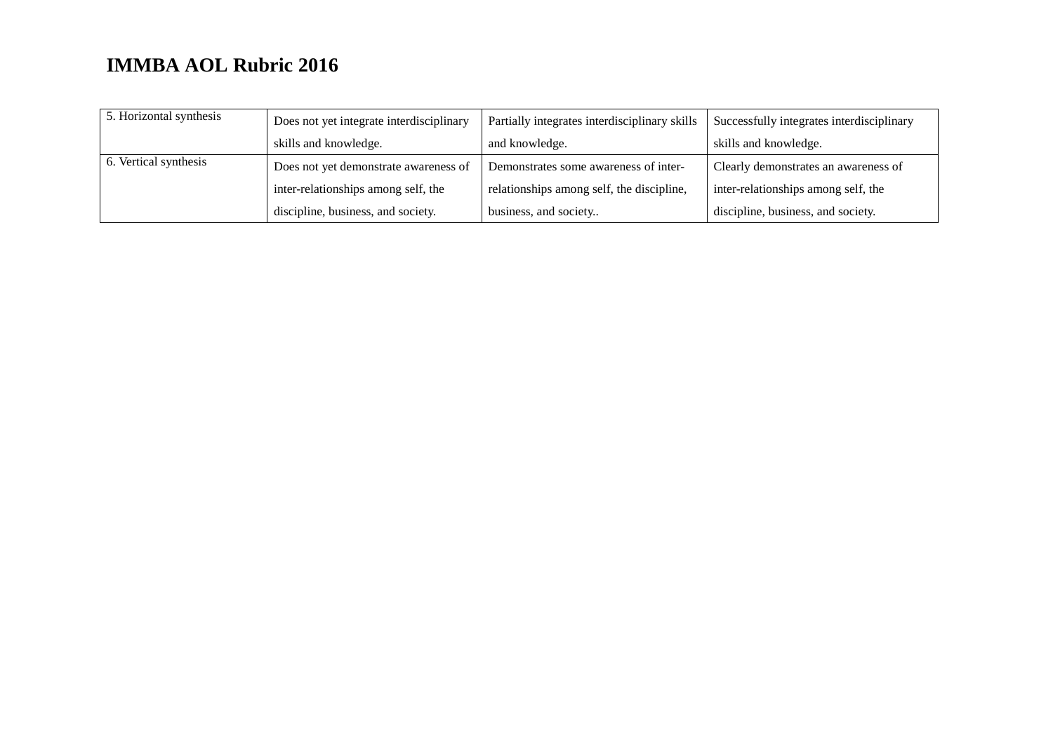## IMMBA AOL Rubric 2016

| | | | |
|---|---|---|---|
| 5. Horizontal synthesis | Does not yet integrate interdisciplinary skills and knowledge. | Partially integrates interdisciplinary skills and knowledge. | Successfully integrates interdisciplinary skills and knowledge. |
| 6. Vertical synthesis | Does not yet demonstrate awareness of inter-relationships among self, the discipline, business, and society. | Demonstrates some awareness of inter-relationships among self, the discipline, business, and society.. | Clearly demonstrates an awareness of inter-relationships among self, the discipline, business, and society. |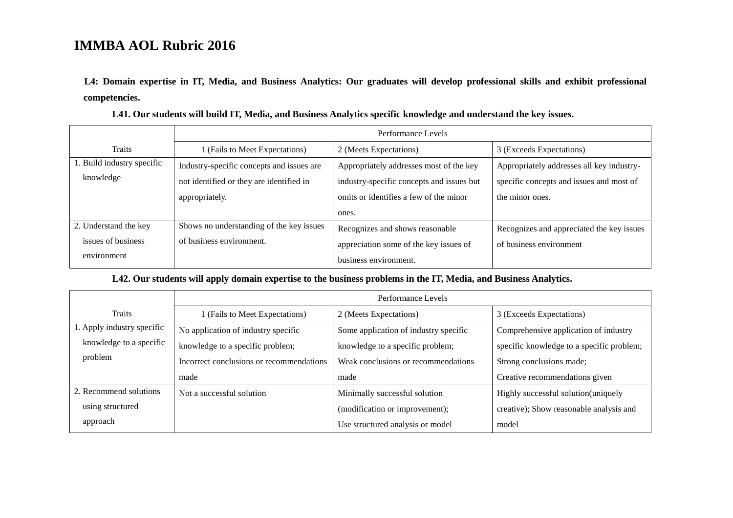# IMMBA AOL Rubric 2016

**L4: Domain expertise in IT, Media, and Business Analytics: Our graduates will develop professional skills and exhibit professional competencies.**

**L41. Our students will build IT, Media, and Business Analytics specific knowledge and understand the key issues.**

| Traits | Performance Levels | | |
|---|---|---|---|
| | 1 (Fails to Meet Expectations) | 2 (Meets Expectations) | 3 (Exceeds Expectations) |
| 1. Build industry specific knowledge | Industry-specific concepts and issues are not identified or they are identified in appropriately. | Appropriately addresses most of the key industry-specific concepts and issues but omits or identifies a few of the minor ones. | Appropriately addresses all key industry-specific concepts and issues and most of the minor ones. |
| 2. Understand the key issues of business environment | Shows no understanding of the key issues of business environment. | Recognizes and shows reasonable appreciation some of the key issues of business environment. | Recognizes and appreciated the key issues of business environment |

**L42. Our students will apply domain expertise to the business problems in the IT, Media, and Business Analytics.**

| Traits | Performance Levels | | |
|---|---|---|---|
| | 1 (Fails to Meet Expectations) | 2 (Meets Expectations) | 3 (Exceeds Expectations) |
| 1. Apply industry specific knowledge to a specific problem | No application of industry specific knowledge to a specific problem; Incorrect conclusions or recommendations made | Some application of industry specific knowledge to a specific problem; Weak conclusions or recommendations made | Comprehensive application of industry specific knowledge to a specific problem; Strong conclusions made; Creative recommendations given |
| 2. Recommend solutions using structured approach | Not a successful solution | Minimally successful solution (modification or improvement); Use structured analysis or model | Highly successful solution(uniquely creative); Show reasonable analysis and model |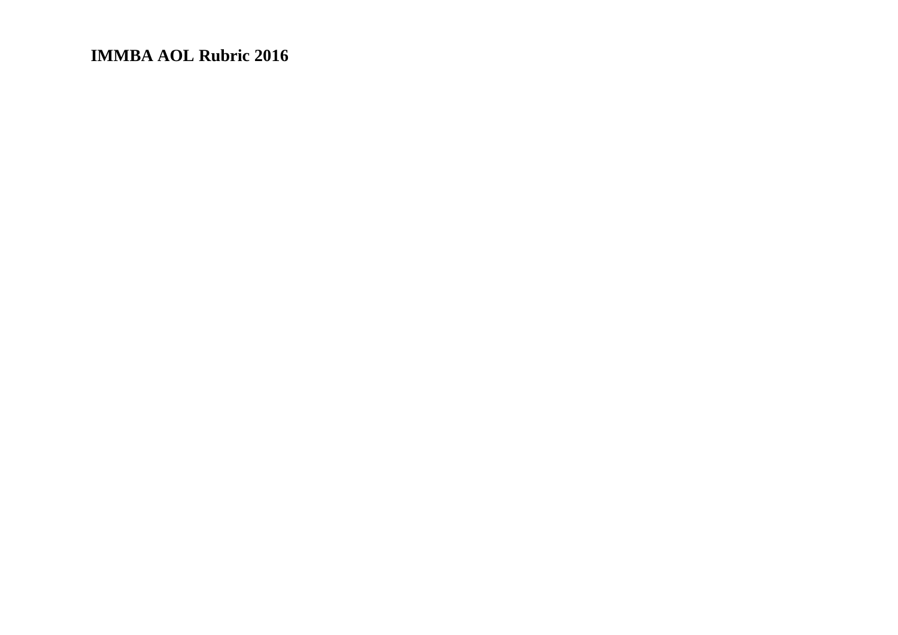**IMMBA AOL Rubric 2016**